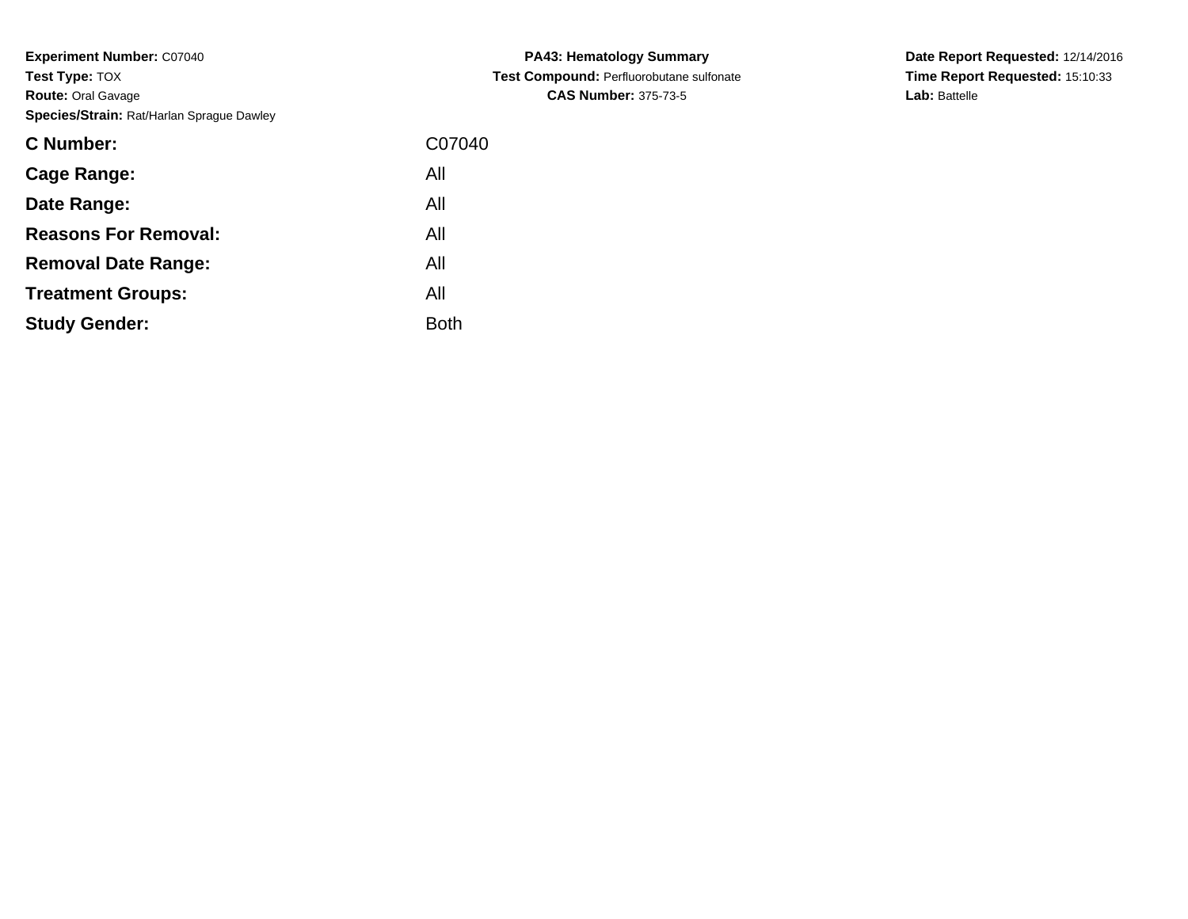**Experiment Number:** C07040
**Test Type:** TOX
**Route:** Oral Gavage
**Species/Strain:** Rat/Harlan Sprague Dawley

**PA43: Hematology Summary**
**Test Compound:** Perfluorobutane sulfonate
**CAS Number:** 375-73-5

**Date Report Requested:** 12/14/2016
**Time Report Requested:** 15:10:33
**Lab:** Battelle

| | |
|---|---|
| **C Number:** | C07040 |
| **Cage Range:** | All |
| **Date Range:** | All |
| **Reasons For Removal:** | All |
| **Removal Date Range:** | All |
| **Treatment Groups:** | All |
| **Study Gender:** | Both |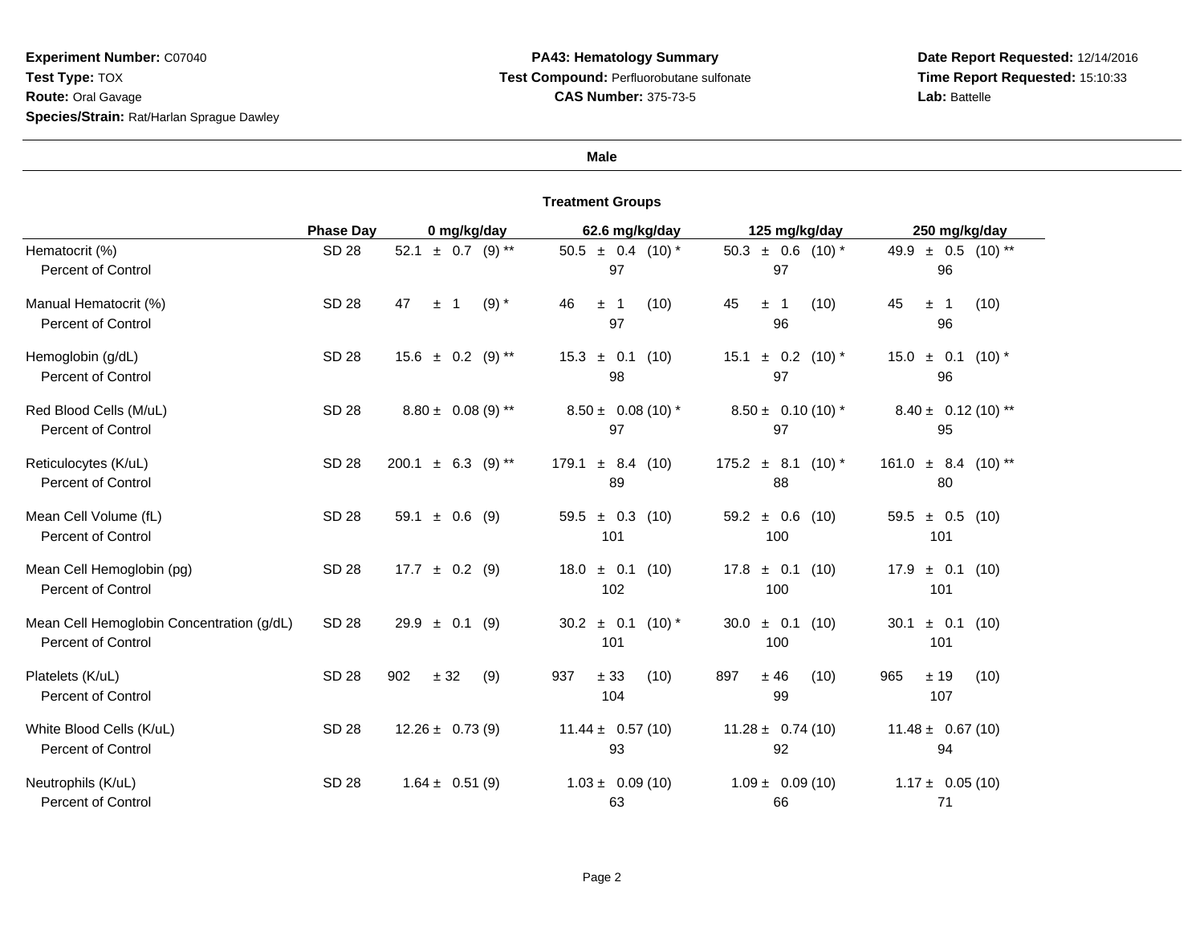**Experiment Number:** C07040
**Test Type:** TOX
**Route:** Oral Gavage
**Species/Strain:** Rat/Harlan Sprague Dawley

**PA43: Hematology Summary**
**Test Compound:** Perfluorobutane sulfonate
**CAS Number:** 375-73-5

**Date Report Requested:** 12/14/2016
**Time Report Requested:** 15:10:33
**Lab:** Battelle

**Male**

**Treatment Groups**

| | Phase Day | 0 mg/kg/day | 62.6 mg/kg/day | 125 mg/kg/day | 250 mg/kg/day |
|---|---|---|---|---|---|
| Hematocrit (%) | SD 28 | 52.1 ± 0.7 (9) ** | 50.5 ± 0.4 (10) * | 50.3 ± 0.6 (10) * | 49.9 ± 0.5 (10) ** |
| Percent of Control | | | 97 | 97 | 96 |
| Manual Hematocrit (%) | SD 28 | 47 ± 1 (9) * | 46 ± 1 (10) | 45 ± 1 (10) | 45 ± 1 (10) |
| Percent of Control | | | 97 | 96 | 96 |
| Hemoglobin (g/dL) | SD 28 | 15.6 ± 0.2 (9) ** | 15.3 ± 0.1 (10) | 15.1 ± 0.2 (10) * | 15.0 ± 0.1 (10) * |
| Percent of Control | | | 98 | 97 | 96 |
| Red Blood Cells (M/uL) | SD 28 | 8.80 ± 0.08 (9) ** | 8.50 ± 0.08 (10) * | 8.50 ± 0.10 (10) * | 8.40 ± 0.12 (10) ** |
| Percent of Control | | | 97 | 97 | 95 |
| Reticulocytes (K/uL) | SD 28 | 200.1 ± 6.3 (9) ** | 179.1 ± 8.4 (10) | 175.2 ± 8.1 (10) * | 161.0 ± 8.4 (10) ** |
| Percent of Control | | | 89 | 88 | 80 |
| Mean Cell Volume (fL) | SD 28 | 59.1 ± 0.6 (9) | 59.5 ± 0.3 (10) | 59.2 ± 0.6 (10) | 59.5 ± 0.5 (10) |
| Percent of Control | | | 101 | 100 | 101 |
| Mean Cell Hemoglobin (pg) | SD 28 | 17.7 ± 0.2 (9) | 18.0 ± 0.1 (10) | 17.8 ± 0.1 (10) | 17.9 ± 0.1 (10) |
| Percent of Control | | | 102 | 100 | 101 |
| Mean Cell Hemoglobin Concentration (g/dL) | SD 28 | 29.9 ± 0.1 (9) | 30.2 ± 0.1 (10) * | 30.0 ± 0.1 (10) | 30.1 ± 0.1 (10) |
| Percent of Control | | | 101 | 100 | 101 |
| Platelets (K/uL) | SD 28 | 902 ± 32 (9) | 937 ± 33 (10) | 897 ± 46 (10) | 965 ± 19 (10) |
| Percent of Control | | | 104 | 99 | 107 |
| White Blood Cells (K/uL) | SD 28 | 12.26 ± 0.73 (9) | 11.44 ± 0.57 (10) | 11.28 ± 0.74 (10) | 11.48 ± 0.67 (10) |
| Percent of Control | | | 93 | 92 | 94 |
| Neutrophils (K/uL) | SD 28 | 1.64 ± 0.51 (9) | 1.03 ± 0.09 (10) | 1.09 ± 0.09 (10) | 1.17 ± 0.05 (10) |
| Percent of Control | | | 63 | 66 | 71 |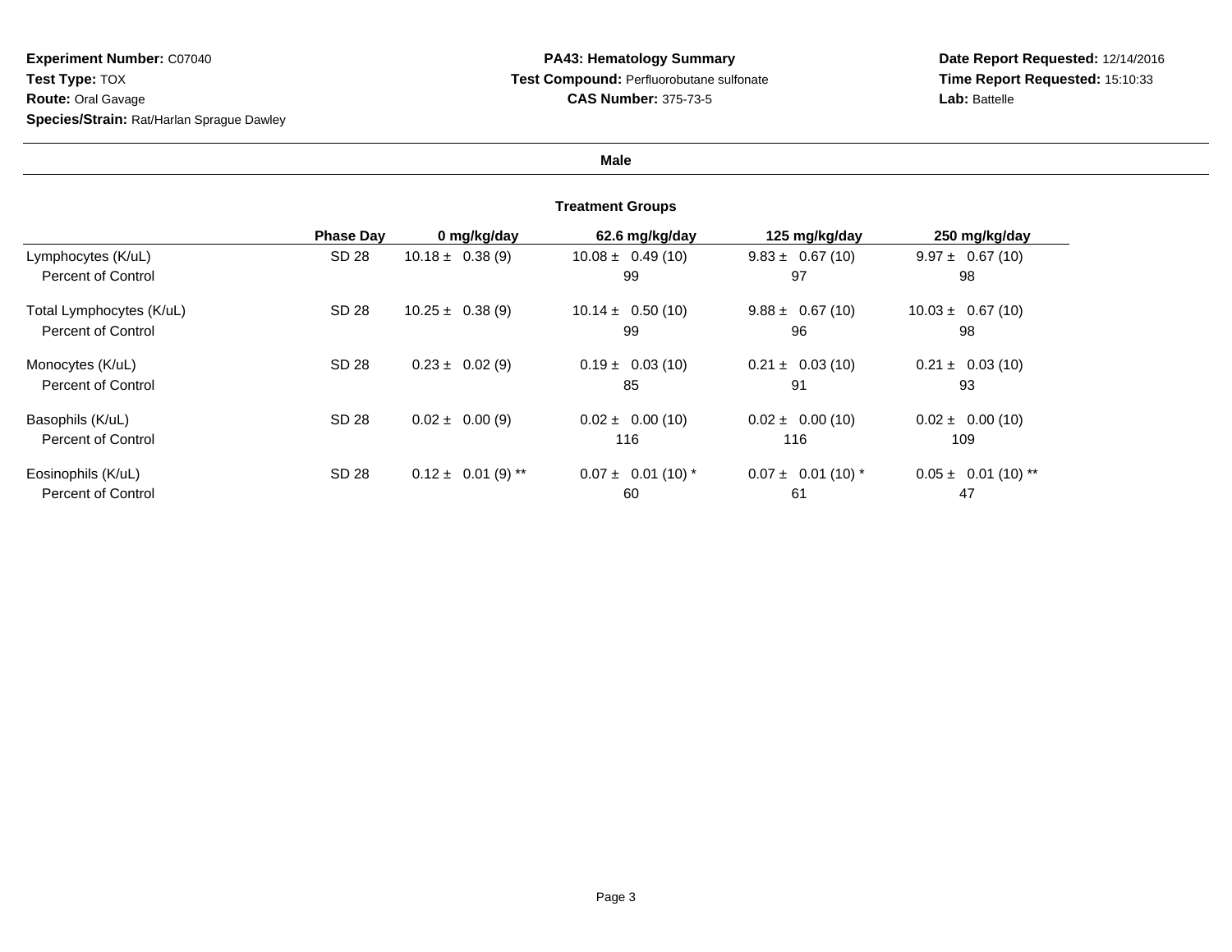**Experiment Number:** C07040
**Test Type:** TOX
**Route:** Oral Gavage
**Species/Strain:** Rat/Harlan Sprague Dawley

**PA43: Hematology Summary**
**Test Compound:** Perfluorobutane sulfonate
**CAS Number:** 375-73-5

**Date Report Requested:** 12/14/2016
**Time Report Requested:** 15:10:33
**Lab:** Battelle

**Male**

**Treatment Groups**

| | Phase Day | 0 mg/kg/day | 62.6 mg/kg/day | 125 mg/kg/day | 250 mg/kg/day |
|---|---|---|---|---|---|
| Lymphocytes (K/uL) | SD 28 | 10.18 ± 0.38 (9) | 10.08 ± 0.49 (10) | 9.83 ± 0.67 (10) | 9.97 ± 0.67 (10) |
| Percent of Control | | | 99 | 97 | 98 |
| Total Lymphocytes (K/uL) | SD 28 | 10.25 ± 0.38 (9) | 10.14 ± 0.50 (10) | 9.88 ± 0.67 (10) | 10.03 ± 0.67 (10) |
| Percent of Control | | | 99 | 96 | 98 |
| Monocytes (K/uL) | SD 28 | 0.23 ± 0.02 (9) | 0.19 ± 0.03 (10) | 0.21 ± 0.03 (10) | 0.21 ± 0.03 (10) |
| Percent of Control | | | 85 | 91 | 93 |
| Basophils (K/uL) | SD 28 | 0.02 ± 0.00 (9) | 0.02 ± 0.00 (10) | 0.02 ± 0.00 (10) | 0.02 ± 0.00 (10) |
| Percent of Control | | | 116 | 116 | 109 |
| Eosinophils (K/uL) | SD 28 | 0.12 ± 0.01 (9) ** | 0.07 ± 0.01 (10) * | 0.07 ± 0.01 (10) * | 0.05 ± 0.01 (10) ** |
| Percent of Control | | | 60 | 61 | 47 |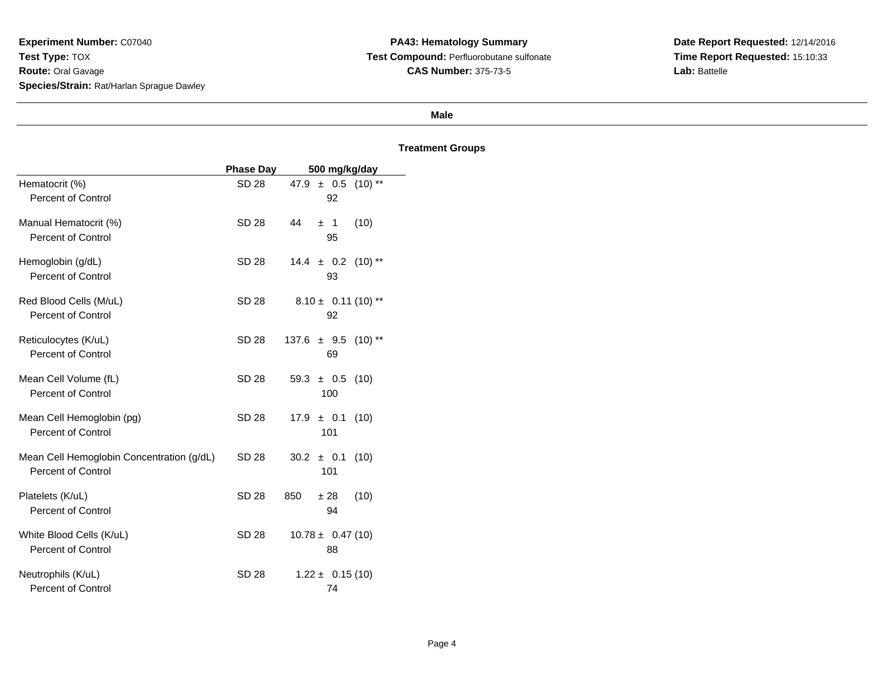**Experiment Number:** C07040
**Test Type:** TOX
**Route:** Oral Gavage
**Species/Strain:** Rat/Harlan Sprague Dawley

**PA43: Hematology Summary**
**Test Compound:** Perfluorobutane sulfonate
**CAS Number:** 375-73-5

**Date Report Requested:** 12/14/2016
**Time Report Requested:** 15:10:33
**Lab:** Battelle

**Male**

**Treatment Groups**

| | Phase Day | 500 mg/kg/day |
|---|---|---|
| Hematocrit (%) | SD 28 | 47.9 ± 0.5 (10) ** |
| Percent of Control | | 92 |
| Manual Hematocrit (%) | SD 28 | 44 ± 1 (10) |
| Percent of Control | | 95 |
| Hemoglobin (g/dL) | SD 28 | 14.4 ± 0.2 (10) ** |
| Percent of Control | | 93 |
| Red Blood Cells (M/uL) | SD 28 | 8.10 ± 0.11 (10) ** |
| Percent of Control | | 92 |
| Reticulocytes (K/uL) | SD 28 | 137.6 ± 9.5 (10) ** |
| Percent of Control | | 69 |
| Mean Cell Volume (fL) | SD 28 | 59.3 ± 0.5 (10) |
| Percent of Control | | 100 |
| Mean Cell Hemoglobin (pg) | SD 28 | 17.9 ± 0.1 (10) |
| Percent of Control | | 101 |
| Mean Cell Hemoglobin Concentration (g/dL) | SD 28 | 30.2 ± 0.1 (10) |
| Percent of Control | | 101 |
| Platelets (K/uL) | SD 28 | 850 ± 28 (10) |
| Percent of Control | | 94 |
| White Blood Cells (K/uL) | SD 28 | 10.78 ± 0.47 (10) |
| Percent of Control | | 88 |
| Neutrophils (K/uL) | SD 28 | 1.22 ± 0.15 (10) |
| Percent of Control | | 74 |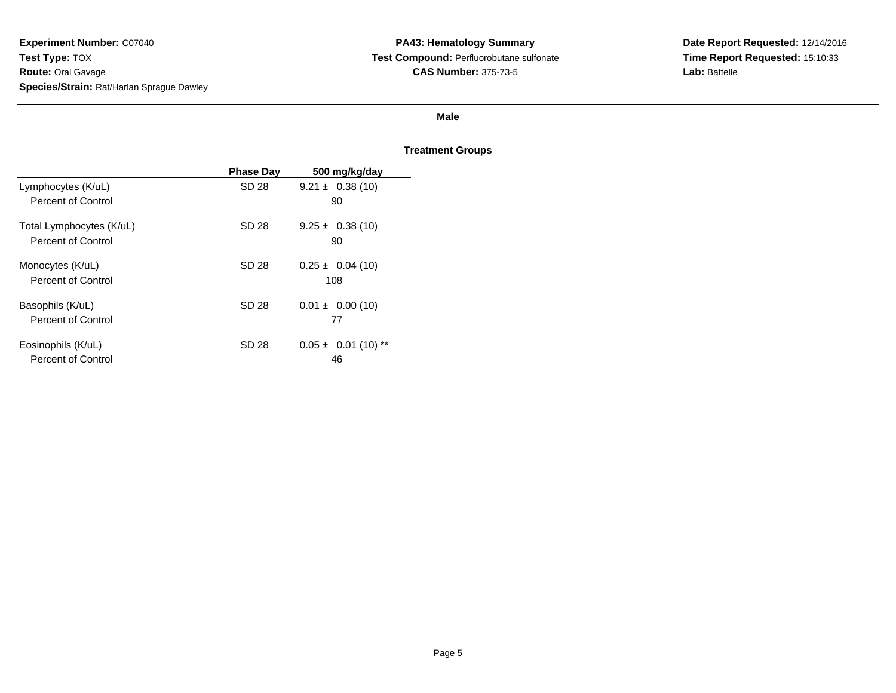**Experiment Number:** C07040
**Test Type:** TOX
**Route:** Oral Gavage
**Species/Strain:** Rat/Harlan Sprague Dawley

**PA43: Hematology Summary**
**Test Compound:** Perfluorobutane sulfonate
**CAS Number:** 375-73-5

**Date Report Requested:** 12/14/2016
**Time Report Requested:** 15:10:33
**Lab:** Battelle

**Male**

**Treatment Groups**

| | Phase Day | 500 mg/kg/day |
|---|---|---|
| Lymphocytes (K/uL) | SD 28 | 9.21 ± 0.38 (10) |
| Percent of Control | | 90 |
| Total Lymphocytes (K/uL) | SD 28 | 9.25 ± 0.38 (10) |
| Percent of Control | | 90 |
| Monocytes (K/uL) | SD 28 | 0.25 ± 0.04 (10) |
| Percent of Control | | 108 |
| Basophils (K/uL) | SD 28 | 0.01 ± 0.00 (10) |
| Percent of Control | | 77 |
| Eosinophils (K/uL) | SD 28 | 0.05 ± 0.01 (10) ** |
| Percent of Control | | 46 |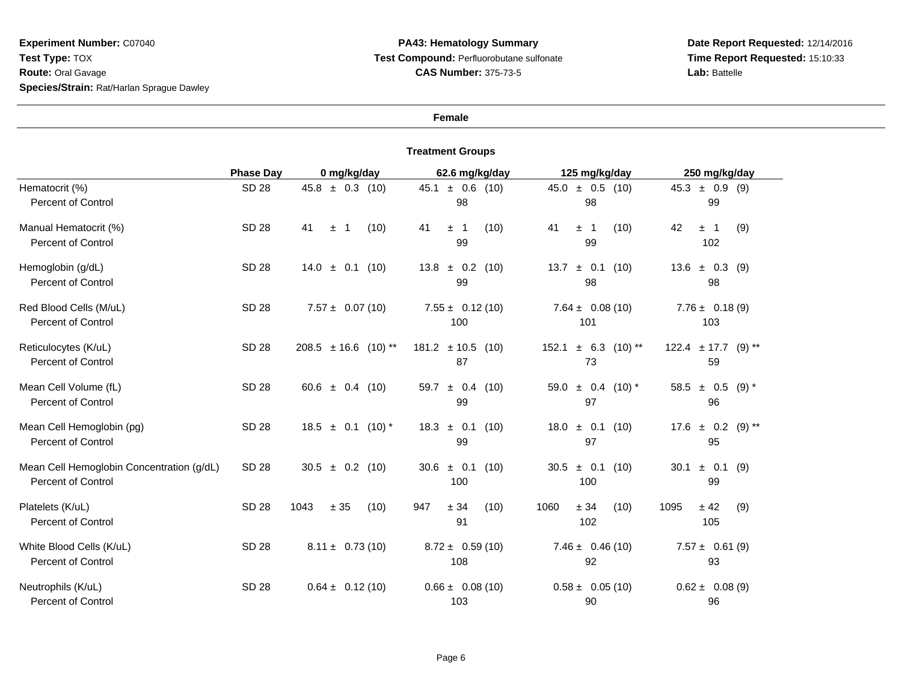**Experiment Number:** C07040
**Test Type:** TOX
**Route:** Oral Gavage
**Species/Strain:** Rat/Harlan Sprague Dawley

**PA43: Hematology Summary**
**Test Compound:** Perfluorobutane sulfonate
**CAS Number:** 375-73-5

**Date Report Requested:** 12/14/2016
**Time Report Requested:** 15:10:33
**Lab:** Battelle

**Female**

**Treatment Groups**

| | Phase Day | 0 mg/kg/day | 62.6 mg/kg/day | 125 mg/kg/day | 250 mg/kg/day |
|---|---|---|---|---|---|
| Hematocrit (%) | SD 28 | 45.8 ± 0.3 (10) | 45.1 ± 0.6 (10) | 45.0 ± 0.5 (10) | 45.3 ± 0.9 (9) |
| Percent of Control | | | 98 | 98 | 99 |
| Manual Hematocrit (%) | SD 28 | 41 ± 1 (10) | 41 ± 1 (10) | 41 ± 1 (10) | 42 ± 1 (9) |
| Percent of Control | | | 99 | 99 | 102 |
| Hemoglobin (g/dL) | SD 28 | 14.0 ± 0.1 (10) | 13.8 ± 0.2 (10) | 13.7 ± 0.1 (10) | 13.6 ± 0.3 (9) |
| Percent of Control | | | 99 | 98 | 98 |
| Red Blood Cells (M/uL) | SD 28 | 7.57 ± 0.07 (10) | 7.55 ± 0.12 (10) | 7.64 ± 0.08 (10) | 7.76 ± 0.18 (9) |
| Percent of Control | | | 100 | 101 | 103 |
| Reticulocytes (K/uL) | SD 28 | 208.5 ± 16.6 (10) ** | 181.2 ± 10.5 (10) | 152.1 ± 6.3 (10) ** | 122.4 ± 17.7 (9) ** |
| Percent of Control | | | 87 | 73 | 59 |
| Mean Cell Volume (fL) | SD 28 | 60.6 ± 0.4 (10) | 59.7 ± 0.4 (10) | 59.0 ± 0.4 (10) * | 58.5 ± 0.5 (9) * |
| Percent of Control | | | 99 | 97 | 96 |
| Mean Cell Hemoglobin (pg) | SD 28 | 18.5 ± 0.1 (10) * | 18.3 ± 0.1 (10) | 18.0 ± 0.1 (10) | 17.6 ± 0.2 (9) ** |
| Percent of Control | | | 99 | 97 | 95 |
| Mean Cell Hemoglobin Concentration (g/dL) | SD 28 | 30.5 ± 0.2 (10) | 30.6 ± 0.1 (10) | 30.5 ± 0.1 (10) | 30.1 ± 0.1 (9) |
| Percent of Control | | | 100 | 100 | 99 |
| Platelets (K/uL) | SD 28 | 1043 ± 35 (10) | 947 ± 34 (10) | 1060 ± 34 (10) | 1095 ± 42 (9) |
| Percent of Control | | | 91 | 102 | 105 |
| White Blood Cells (K/uL) | SD 28 | 8.11 ± 0.73 (10) | 8.72 ± 0.59 (10) | 7.46 ± 0.46 (10) | 7.57 ± 0.61 (9) |
| Percent of Control | | | 108 | 92 | 93 |
| Neutrophils (K/uL) | SD 28 | 0.64 ± 0.12 (10) | 0.66 ± 0.08 (10) | 0.58 ± 0.05 (10) | 0.62 ± 0.08 (9) |
| Percent of Control | | | 103 | 90 | 96 |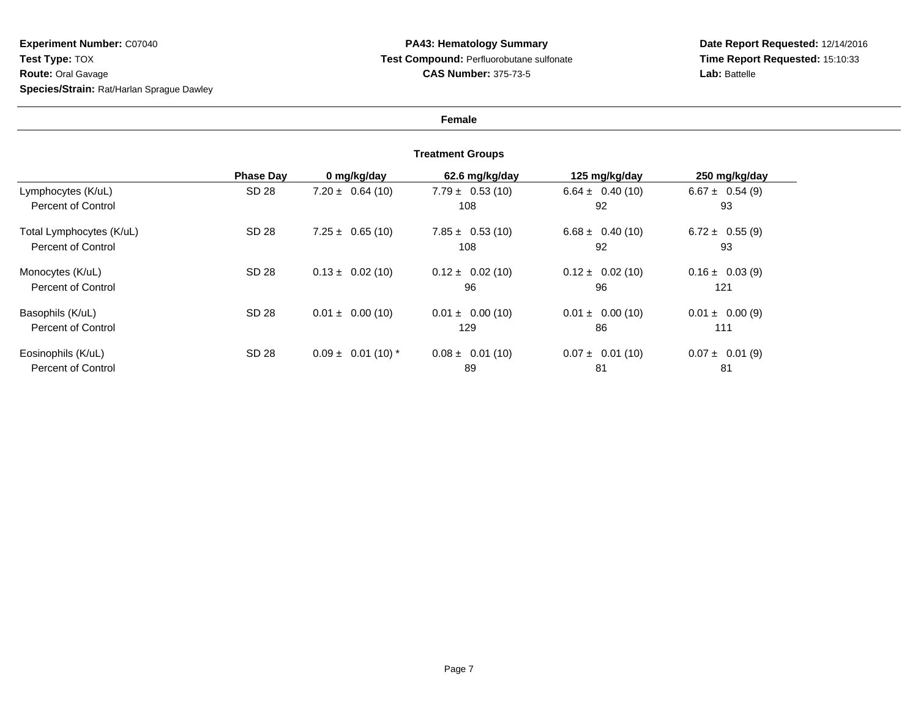**Experiment Number:** C07040
**Test Type:** TOX
**Route:** Oral Gavage
**Species/Strain:** Rat/Harlan Sprague Dawley

**PA43: Hematology Summary**
**Test Compound:** Perfluorobutane sulfonate
**CAS Number:** 375-73-5

**Date Report Requested:** 12/14/2016
**Time Report Requested:** 15:10:33
**Lab:** Battelle

**Female**

**Treatment Groups**

| | Phase Day | 0 mg/kg/day | 62.6 mg/kg/day | 125 mg/kg/day | 250 mg/kg/day |
|---|---|---|---|---|---|
| Lymphocytes (K/uL) | SD 28 | 7.20 ± 0.64 (10) | 7.79 ± 0.53 (10) | 6.64 ± 0.40 (10) | 6.67 ± 0.54 (9) |
| Percent of Control | | | 108 | 92 | 93 |
| Total Lymphocytes (K/uL) | SD 28 | 7.25 ± 0.65 (10) | 7.85 ± 0.53 (10) | 6.68 ± 0.40 (10) | 6.72 ± 0.55 (9) |
| Percent of Control | | | 108 | 92 | 93 |
| Monocytes (K/uL) | SD 28 | 0.13 ± 0.02 (10) | 0.12 ± 0.02 (10) | 0.12 ± 0.02 (10) | 0.16 ± 0.03 (9) |
| Percent of Control | | | 96 | 96 | 121 |
| Basophils (K/uL) | SD 28 | 0.01 ± 0.00 (10) | 0.01 ± 0.00 (10) | 0.01 ± 0.00 (10) | 0.01 ± 0.00 (9) |
| Percent of Control | | | 129 | 86 | 111 |
| Eosinophils (K/uL) | SD 28 | 0.09 ± 0.01 (10) * | 0.08 ± 0.01 (10) | 0.07 ± 0.01 (10) | 0.07 ± 0.01 (9) |
| Percent of Control | | | 89 | 81 | 81 |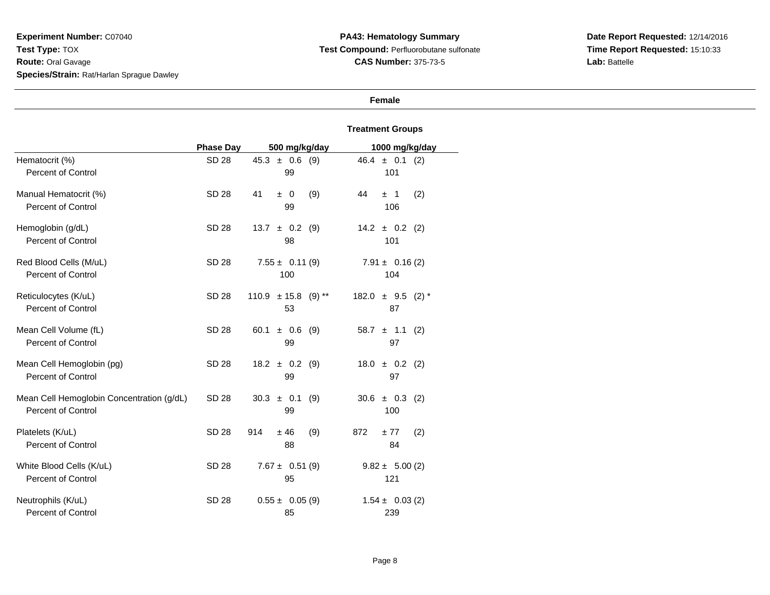**Experiment Number:** C07040
**Test Type:** TOX
**Route:** Oral Gavage
**Species/Strain:** Rat/Harlan Sprague Dawley

**PA43: Hematology Summary**
**Test Compound:** Perfluorobutane sulfonate
**CAS Number:** 375-73-5

**Date Report Requested:** 12/14/2016
**Time Report Requested:** 15:10:33
**Lab:** Battelle

**Female**

**Treatment Groups**

| | Phase Day | 500 mg/kg/day | 1000 mg/kg/day |
|---|---|---|---|
| Hematocrit (%) | SD 28 | 45.3 ± 0.6 (9) | 46.4 ± 0.1 (2) |
| Percent of Control | | 99 | 101 |
| Manual Hematocrit (%) | SD 28 | 41 ± 0 (9) | 44 ± 1 (2) |
| Percent of Control | | 99 | 106 |
| Hemoglobin (g/dL) | SD 28 | 13.7 ± 0.2 (9) | 14.2 ± 0.2 (2) |
| Percent of Control | | 98 | 101 |
| Red Blood Cells (M/uL) | SD 28 | 7.55 ± 0.11 (9) | 7.91 ± 0.16 (2) |
| Percent of Control | | 100 | 104 |
| Reticulocytes (K/uL) | SD 28 | 110.9 ± 15.8 (9) ** | 182.0 ± 9.5 (2) * |
| Percent of Control | | 53 | 87 |
| Mean Cell Volume (fL) | SD 28 | 60.1 ± 0.6 (9) | 58.7 ± 1.1 (2) |
| Percent of Control | | 99 | 97 |
| Mean Cell Hemoglobin (pg) | SD 28 | 18.2 ± 0.2 (9) | 18.0 ± 0.2 (2) |
| Percent of Control | | 99 | 97 |
| Mean Cell Hemoglobin Concentration (g/dL) | SD 28 | 30.3 ± 0.1 (9) | 30.6 ± 0.3 (2) |
| Percent of Control | | 99 | 100 |
| Platelets (K/uL) | SD 28 | 914 ± 46 (9) | 872 ± 77 (2) |
| Percent of Control | | 88 | 84 |
| White Blood Cells (K/uL) | SD 28 | 7.67 ± 0.51 (9) | 9.82 ± 5.00 (2) |
| Percent of Control | | 95 | 121 |
| Neutrophils (K/uL) | SD 28 | 0.55 ± 0.05 (9) | 1.54 ± 0.03 (2) |
| Percent of Control | | 85 | 239 |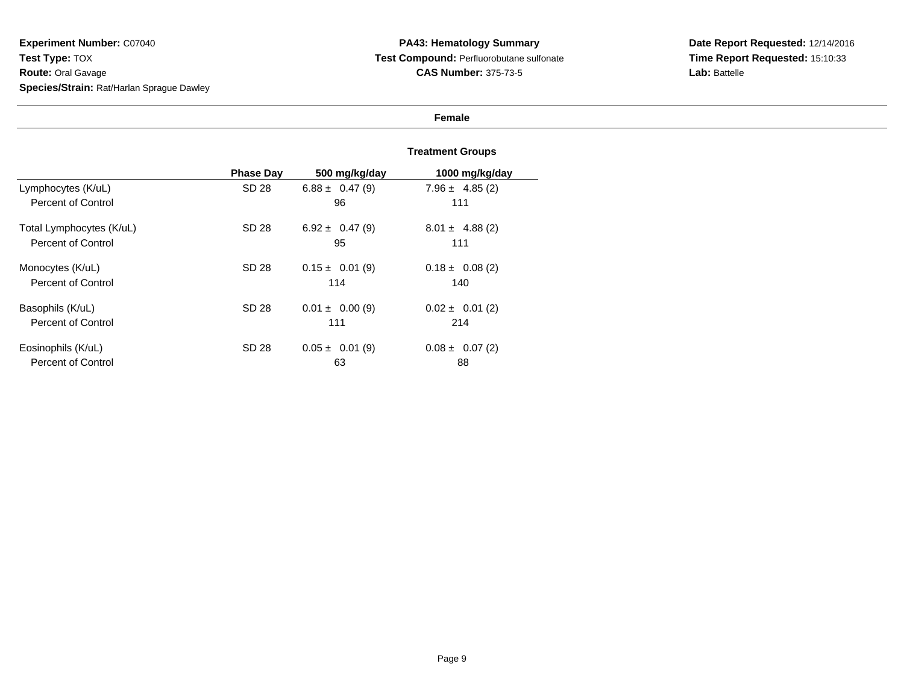**Experiment Number:** C07040
**Test Type:** TOX
**Route:** Oral Gavage
**Species/Strain:** Rat/Harlan Sprague Dawley

**PA43: Hematology Summary**
**Test Compound:** Perfluorobutane sulfonate
**CAS Number:** 375-73-5

**Date Report Requested:** 12/14/2016
**Time Report Requested:** 15:10:33
**Lab:** Battelle

**Female**

**Treatment Groups**

| | Phase Day | 500 mg/kg/day | 1000 mg/kg/day |
|---|---|---|---|
| Lymphocytes (K/uL) | SD 28 | 6.88 ± 0.47 (9) | 7.96 ± 4.85 (2) |
| Percent of Control | | 96 | 111 |
| Total Lymphocytes (K/uL) | SD 28 | 6.92 ± 0.47 (9) | 8.01 ± 4.88 (2) |
| Percent of Control | | 95 | 111 |
| Monocytes (K/uL) | SD 28 | 0.15 ± 0.01 (9) | 0.18 ± 0.08 (2) |
| Percent of Control | | 114 | 140 |
| Basophils (K/uL) | SD 28 | 0.01 ± 0.00 (9) | 0.02 ± 0.01 (2) |
| Percent of Control | | 111 | 214 |
| Eosinophils (K/uL) | SD 28 | 0.05 ± 0.01 (9) | 0.08 ± 0.07 (2) |
| Percent of Control | | 63 | 88 |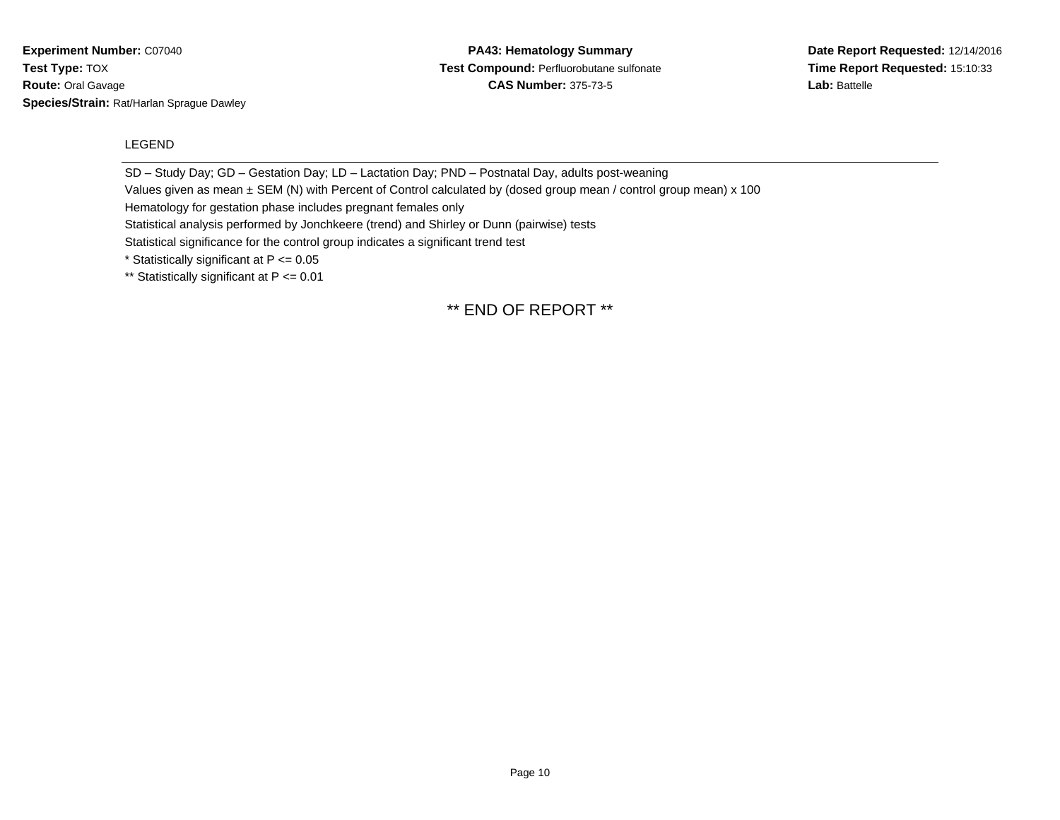LEGEND

SD – Study Day; GD – Gestation Day; LD – Lactation Day; PND – Postnatal Day, adults post-weaning

Values given as mean ± SEM (N) with Percent of Control calculated by (dosed group mean / control group mean) x 100

Hematology for gestation phase includes pregnant females only

Statistical analysis performed by Jonchkeere (trend) and Shirley or Dunn (pairwise) tests

Statistical significance for the control group indicates a significant trend test

* Statistically significant at P <= 0.05

** Statistically significant at P <= 0.01

** END OF REPORT **